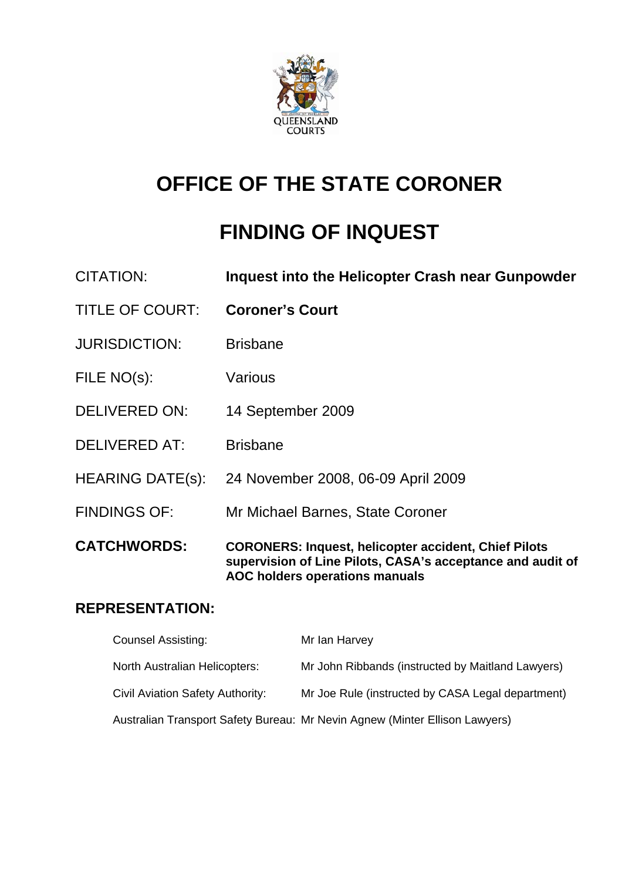QUEENSLAND COURTS

# OFFICE OF THE STATE CORONER

# FINDING OF INQUEST

| | |
|---|---|
| CITATION: | **Inquest into the Helicopter Crash near Gunpowder** |
| TITLE OF COURT: | **Coroner's Court** |
| JURISDICTION: | Brisbane |
| FILE NO(s): | Various |
| DELIVERED ON: | 14 September 2009 |
| DELIVERED AT: | Brisbane |
| HEARING DATE(s): | 24 November 2008, 06-09 April 2009 |
| FINDINGS OF: | Mr Michael Barnes, State Coroner |
| **CATCHWORDS:** | **CORONERS: Inquest, helicopter accident, Chief Pilots supervision of Line Pilots, CASA's acceptance and audit of AOC holders operations manuals** |

## REPRESENTATION:

| | |
|---|---|
| Counsel Assisting: | Mr Ian Harvey |
| North Australian Helicopters: | Mr John Ribbands (instructed by Maitland Lawyers) |
| Civil Aviation Safety Authority: | Mr Joe Rule (instructed by CASA Legal department) |
| Australian Transport Safety Bureau: | Mr Nevin Agnew (Minter Ellison Lawyers) |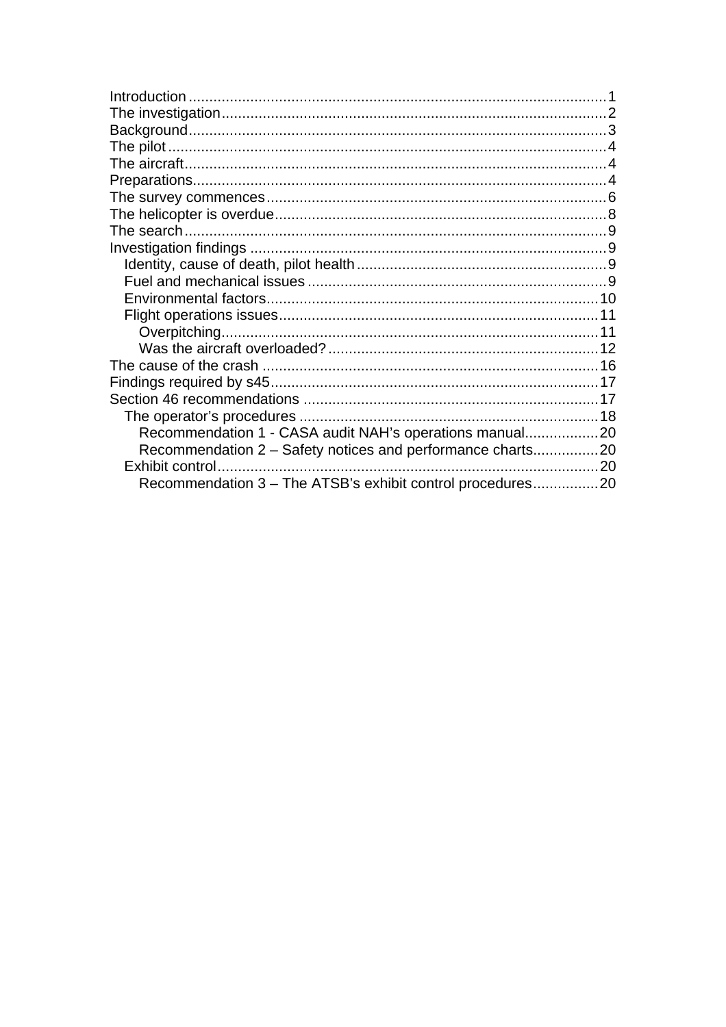- Introduction ..................................................................................................... 1
- The investigation ............................................................................................. 2
- Background ...................................................................................................... 3
- The pilot ........................................................................................................... 4
- The aircraft ...................................................................................................... 4
- Preparations ..................................................................................................... 4
- The survey commences ................................................................................... 6
- The helicopter is overdue ................................................................................. 8
- The search ....................................................................................................... 9
- Investigation findings ....................................................................................... 9
  - Identity, cause of death, pilot health ............................................................ 9
  - Fuel and mechanical issues ......................................................................... 9
  - Environmental factors ................................................................................ 10
  - Flight operations issues ............................................................................. 11
    - Overpitching ........................................................................................ 11
    - Was the aircraft overloaded? .............................................................. 12
- The cause of the crash .................................................................................. 16
- Findings required by s45 ................................................................................ 17
- Section 46 recommendations ........................................................................ 17
  - The operator's procedures ......................................................................... 18
    - Recommendation 1 - CASA audit NAH's operations manual .................. 20
    - Recommendation 2 – Safety notices and performance charts ................ 20
  - Exhibit control ............................................................................................ 20
    - Recommendation 3 – The ATSB's exhibit control procedures ................ 20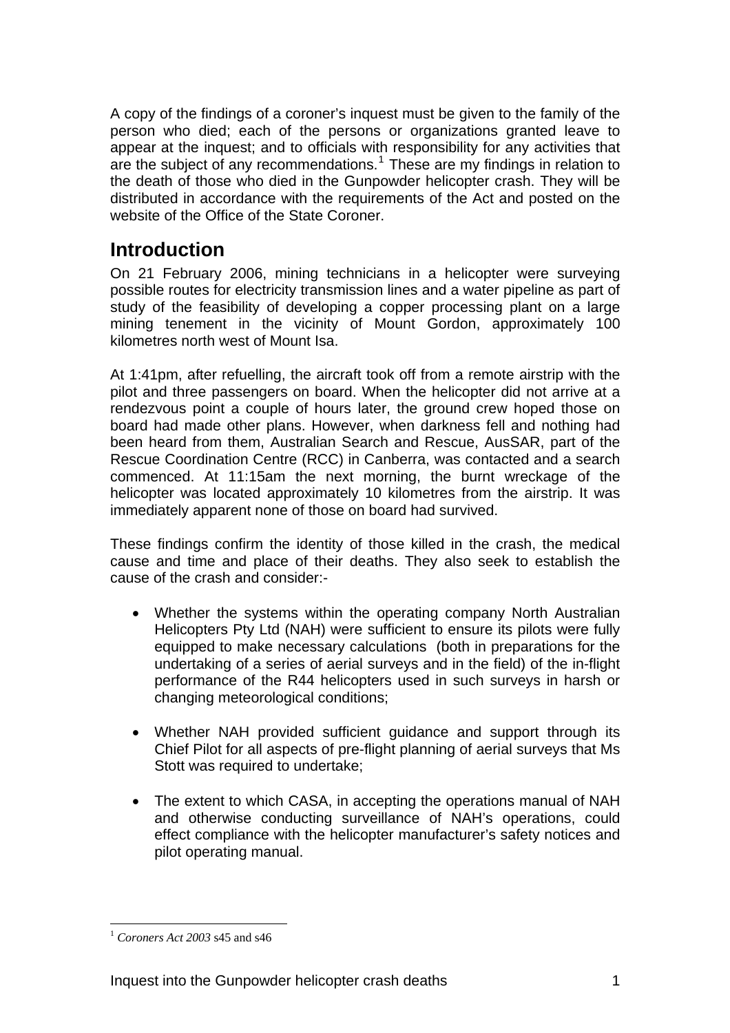A copy of the findings of a coroner's inquest must be given to the family of the person who died; each of the persons or organizations granted leave to appear at the inquest; and to officials with responsibility for any activities that are the subject of any recommendations.[1] These are my findings in relation to the death of those who died in the Gunpowder helicopter crash. They will be distributed in accordance with the requirements of the Act and posted on the website of the Office of the State Coroner.

## Introduction

On 21 February 2006, mining technicians in a helicopter were surveying possible routes for electricity transmission lines and a water pipeline as part of study of the feasibility of developing a copper processing plant on a large mining tenement in the vicinity of Mount Gordon, approximately 100 kilometres north west of Mount Isa.

At 1:41pm, after refuelling, the aircraft took off from a remote airstrip with the pilot and three passengers on board. When the helicopter did not arrive at a rendezvous point a couple of hours later, the ground crew hoped those on board had made other plans. However, when darkness fell and nothing had been heard from them, Australian Search and Rescue, AusSAR, part of the Rescue Coordination Centre (RCC) in Canberra, was contacted and a search commenced. At 11:15am the next morning, the burnt wreckage of the helicopter was located approximately 10 kilometres from the airstrip. It was immediately apparent none of those on board had survived.

These findings confirm the identity of those killed in the crash, the medical cause and time and place of their deaths. They also seek to establish the cause of the crash and consider:-

- Whether the systems within the operating company North Australian Helicopters Pty Ltd (NAH) were sufficient to ensure its pilots were fully equipped to make necessary calculations (both in preparations for the undertaking of a series of aerial surveys and in the field) of the in-flight performance of the R44 helicopters used in such surveys in harsh or changing meteorological conditions;

- Whether NAH provided sufficient guidance and support through its Chief Pilot for all aspects of pre-flight planning of aerial surveys that Ms Stott was required to undertake;

- The extent to which CASA, in accepting the operations manual of NAH and otherwise conducting surveillance of NAH's operations, could effect compliance with the helicopter manufacturer's safety notices and pilot operating manual.

[1] *Coroners Act 2003* s45 and s46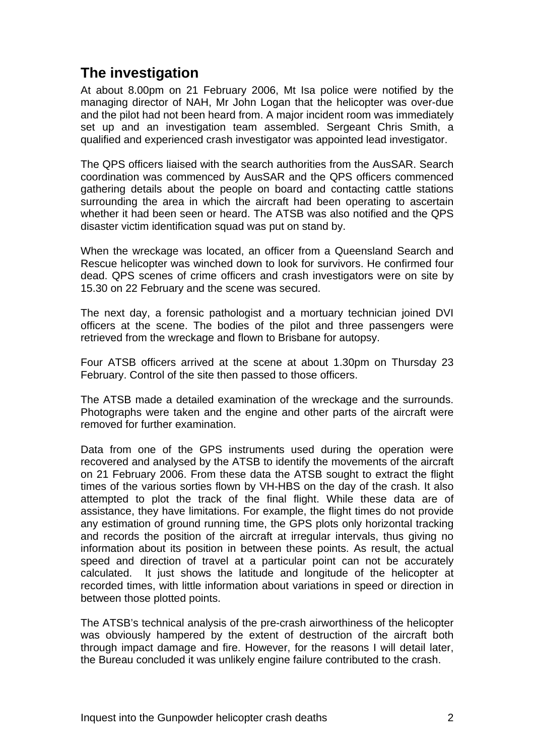## The investigation

At about 8.00pm on 21 February 2006, Mt Isa police were notified by the managing director of NAH, Mr John Logan that the helicopter was over-due and the pilot had not been heard from. A major incident room was immediately set up and an investigation team assembled. Sergeant Chris Smith, a qualified and experienced crash investigator was appointed lead investigator.

The QPS officers liaised with the search authorities from the AusSAR. Search coordination was commenced by AusSAR and the QPS officers commenced gathering details about the people on board and contacting cattle stations surrounding the area in which the aircraft had been operating to ascertain whether it had been seen or heard. The ATSB was also notified and the QPS disaster victim identification squad was put on stand by.

When the wreckage was located, an officer from a Queensland Search and Rescue helicopter was winched down to look for survivors. He confirmed four dead. QPS scenes of crime officers and crash investigators were on site by 15.30 on 22 February and the scene was secured.

The next day, a forensic pathologist and a mortuary technician joined DVI officers at the scene. The bodies of the pilot and three passengers were retrieved from the wreckage and flown to Brisbane for autopsy.

Four ATSB officers arrived at the scene at about 1.30pm on Thursday 23 February. Control of the site then passed to those officers.

The ATSB made a detailed examination of the wreckage and the surrounds. Photographs were taken and the engine and other parts of the aircraft were removed for further examination.

Data from one of the GPS instruments used during the operation were recovered and analysed by the ATSB to identify the movements of the aircraft on 21 February 2006. From these data the ATSB sought to extract the flight times of the various sorties flown by VH-HBS on the day of the crash. It also attempted to plot the track of the final flight. While these data are of assistance, they have limitations. For example, the flight times do not provide any estimation of ground running time, the GPS plots only horizontal tracking and records the position of the aircraft at irregular intervals, thus giving no information about its position in between these points. As result, the actual speed and direction of travel at a particular point can not be accurately calculated. It just shows the latitude and longitude of the helicopter at recorded times, with little information about variations in speed or direction in between those plotted points.

The ATSB's technical analysis of the pre-crash airworthiness of the helicopter was obviously hampered by the extent of destruction of the aircraft both through impact damage and fire. However, for the reasons I will detail later, the Bureau concluded it was unlikely engine failure contributed to the crash.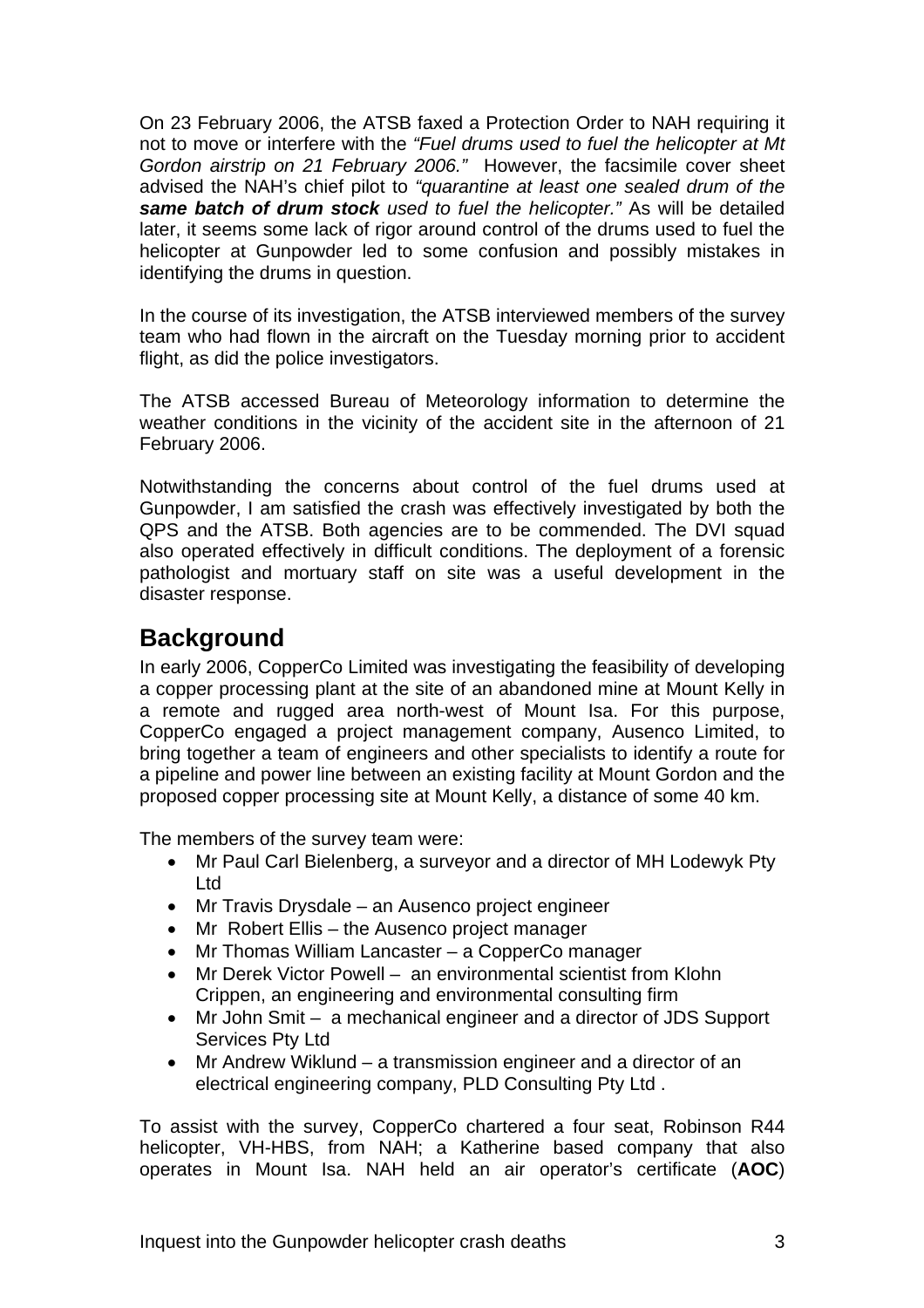On 23 February 2006, the ATSB faxed a Protection Order to NAH requiring it not to move or interfere with the *"Fuel drums used to fuel the helicopter at Mt Gordon airstrip on 21 February 2006."* However, the facsimile cover sheet advised the NAH's chief pilot to *"quarantine at least one sealed drum of the **same batch of drum stock** used to fuel the helicopter."* As will be detailed later, it seems some lack of rigor around control of the drums used to fuel the helicopter at Gunpowder led to some confusion and possibly mistakes in identifying the drums in question.

In the course of its investigation, the ATSB interviewed members of the survey team who had flown in the aircraft on the Tuesday morning prior to accident flight, as did the police investigators.

The ATSB accessed Bureau of Meteorology information to determine the weather conditions in the vicinity of the accident site in the afternoon of 21 February 2006.

Notwithstanding the concerns about control of the fuel drums used at Gunpowder, I am satisfied the crash was effectively investigated by both the QPS and the ATSB. Both agencies are to be commended. The DVI squad also operated effectively in difficult conditions. The deployment of a forensic pathologist and mortuary staff on site was a useful development in the disaster response.

## Background

In early 2006, CopperCo Limited was investigating the feasibility of developing a copper processing plant at the site of an abandoned mine at Mount Kelly in a remote and rugged area north-west of Mount Isa. For this purpose, CopperCo engaged a project management company, Ausenco Limited, to bring together a team of engineers and other specialists to identify a route for a pipeline and power line between an existing facility at Mount Gordon and the proposed copper processing site at Mount Kelly, a distance of some 40 km.

The members of the survey team were:

- Mr Paul Carl Bielenberg, a surveyor and a director of MH Lodewyk Pty Ltd
- Mr Travis Drysdale – an Ausenco project engineer
- Mr Robert Ellis – the Ausenco project manager
- Mr Thomas William Lancaster – a CopperCo manager
- Mr Derek Victor Powell – an environmental scientist from Klohn Crippen, an engineering and environmental consulting firm
- Mr John Smit – a mechanical engineer and a director of JDS Support Services Pty Ltd
- Mr Andrew Wiklund – a transmission engineer and a director of an electrical engineering company, PLD Consulting Pty Ltd .

To assist with the survey, CopperCo chartered a four seat, Robinson R44 helicopter, VH-HBS, from NAH; a Katherine based company that also operates in Mount Isa. NAH held an air operator's certificate (**AOC**)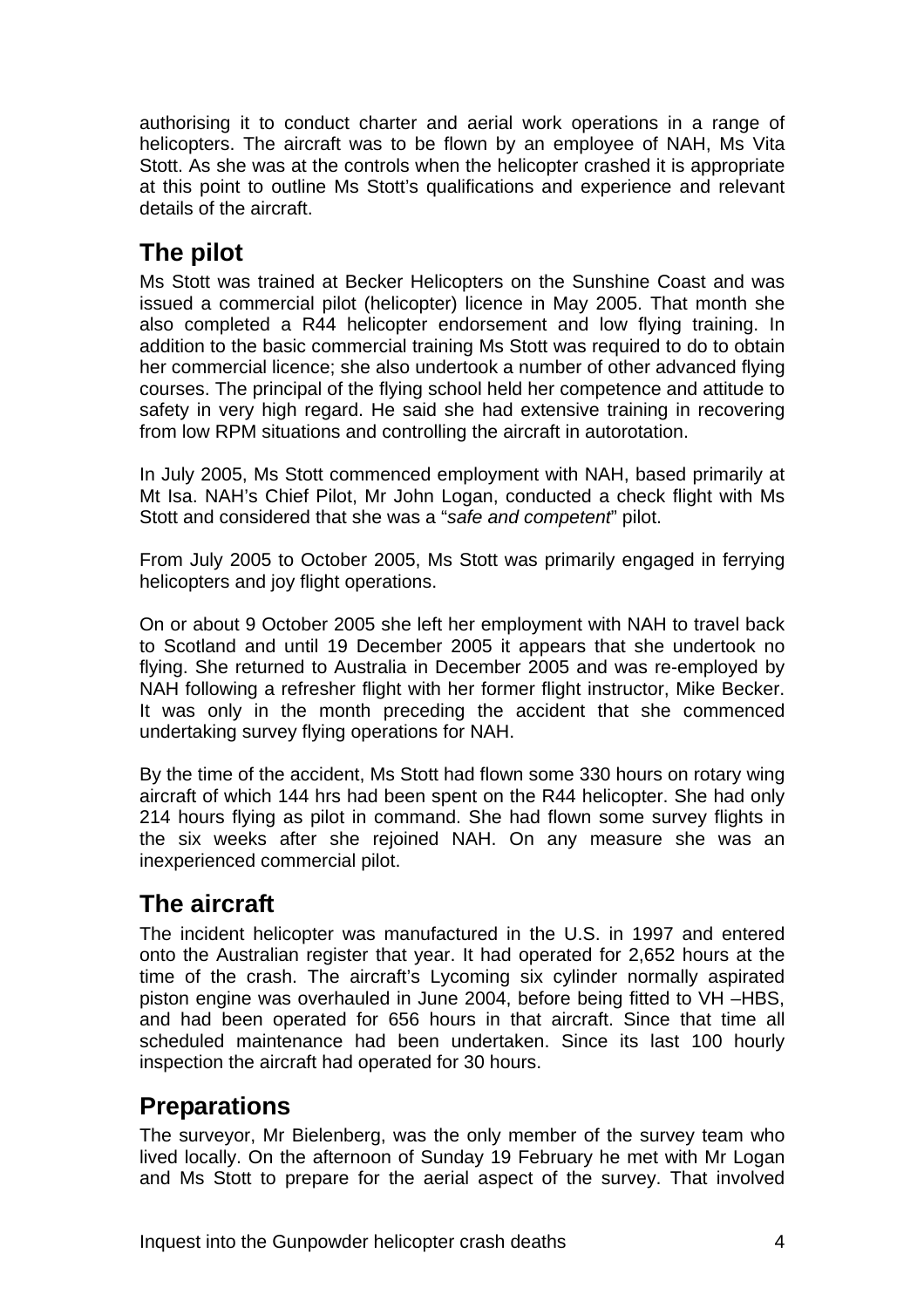authorising it to conduct charter and aerial work operations in a range of helicopters. The aircraft was to be flown by an employee of NAH, Ms Vita Stott. As she was at the controls when the helicopter crashed it is appropriate at this point to outline Ms Stott's qualifications and experience and relevant details of the aircraft.

## The pilot

Ms Stott was trained at Becker Helicopters on the Sunshine Coast and was issued a commercial pilot (helicopter) licence in May 2005. That month she also completed a R44 helicopter endorsement and low flying training. In addition to the basic commercial training Ms Stott was required to do to obtain her commercial licence; she also undertook a number of other advanced flying courses. The principal of the flying school held her competence and attitude to safety in very high regard. He said she had extensive training in recovering from low RPM situations and controlling the aircraft in autorotation.

In July 2005, Ms Stott commenced employment with NAH, based primarily at Mt Isa. NAH's Chief Pilot, Mr John Logan, conducted a check flight with Ms Stott and considered that she was a "*safe and competent*" pilot.

From July 2005 to October 2005, Ms Stott was primarily engaged in ferrying helicopters and joy flight operations.

On or about 9 October 2005 she left her employment with NAH to travel back to Scotland and until 19 December 2005 it appears that she undertook no flying. She returned to Australia in December 2005 and was re-employed by NAH following a refresher flight with her former flight instructor, Mike Becker. It was only in the month preceding the accident that she commenced undertaking survey flying operations for NAH.

By the time of the accident, Ms Stott had flown some 330 hours on rotary wing aircraft of which 144 hrs had been spent on the R44 helicopter. She had only 214 hours flying as pilot in command. She had flown some survey flights in the six weeks after she rejoined NAH. On any measure she was an inexperienced commercial pilot.

## The aircraft

The incident helicopter was manufactured in the U.S. in 1997 and entered onto the Australian register that year. It had operated for 2,652 hours at the time of the crash. The aircraft's Lycoming six cylinder normally aspirated piston engine was overhauled in June 2004, before being fitted to VH –HBS, and had been operated for 656 hours in that aircraft. Since that time all scheduled maintenance had been undertaken. Since its last 100 hourly inspection the aircraft had operated for 30 hours.

## Preparations

The surveyor, Mr Bielenberg, was the only member of the survey team who lived locally. On the afternoon of Sunday 19 February he met with Mr Logan and Ms Stott to prepare for the aerial aspect of the survey. That involved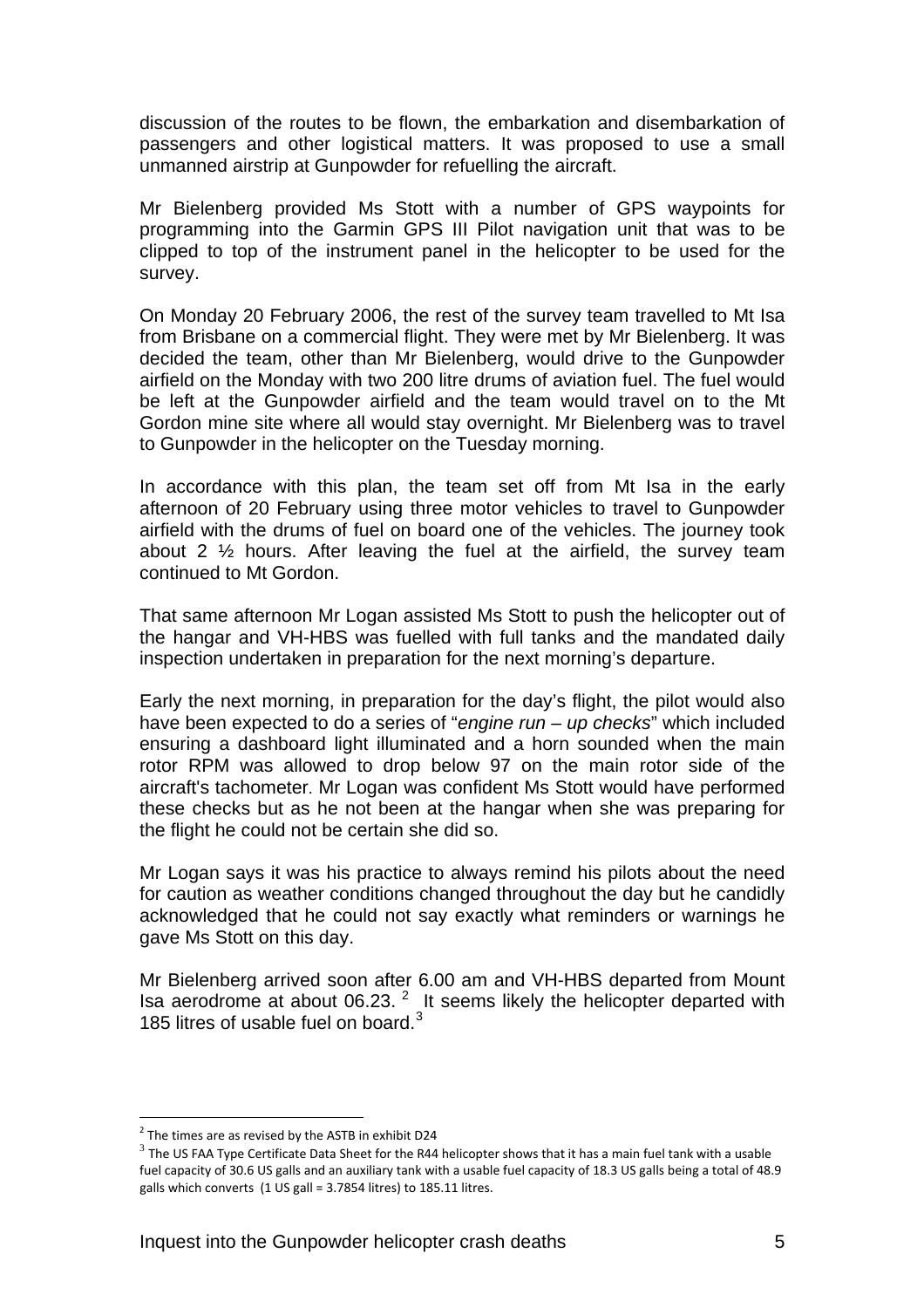discussion of the routes to be flown, the embarkation and disembarkation of passengers and other logistical matters. It was proposed to use a small unmanned airstrip at Gunpowder for refuelling the aircraft.

Mr Bielenberg provided Ms Stott with a number of GPS waypoints for programming into the Garmin GPS III Pilot navigation unit that was to be clipped to top of the instrument panel in the helicopter to be used for the survey.

On Monday 20 February 2006, the rest of the survey team travelled to Mt Isa from Brisbane on a commercial flight. They were met by Mr Bielenberg. It was decided the team, other than Mr Bielenberg, would drive to the Gunpowder airfield on the Monday with two 200 litre drums of aviation fuel. The fuel would be left at the Gunpowder airfield and the team would travel on to the Mt Gordon mine site where all would stay overnight. Mr Bielenberg was to travel to Gunpowder in the helicopter on the Tuesday morning.

In accordance with this plan, the team set off from Mt Isa in the early afternoon of 20 February using three motor vehicles to travel to Gunpowder airfield with the drums of fuel on board one of the vehicles. The journey took about 2 ½ hours. After leaving the fuel at the airfield, the survey team continued to Mt Gordon.

That same afternoon Mr Logan assisted Ms Stott to push the helicopter out of the hangar and VH-HBS was fuelled with full tanks and the mandated daily inspection undertaken in preparation for the next morning's departure.

Early the next morning, in preparation for the day's flight, the pilot would also have been expected to do a series of "*engine run – up checks*" which included ensuring a dashboard light illuminated and a horn sounded when the main rotor RPM was allowed to drop below 97 on the main rotor side of the aircraft's tachometer. Mr Logan was confident Ms Stott would have performed these checks but as he not been at the hangar when she was preparing for the flight he could not be certain she did so.

Mr Logan says it was his practice to always remind his pilots about the need for caution as weather conditions changed throughout the day but he candidly acknowledged that he could not say exactly what reminders or warnings he gave Ms Stott on this day.

Mr Bielenberg arrived soon after 6.00 am and VH-HBS departed from Mount Isa aerodrome at about 06.23. [2] It seems likely the helicopter departed with 185 litres of usable fuel on board.[3]

---

[2] The times are as revised by the ASTB in exhibit D24

[3] The US FAA Type Certificate Data Sheet for the R44 helicopter shows that it has a main fuel tank with a usable fuel capacity of 30.6 US galls and an auxiliary tank with a usable fuel capacity of 18.3 US galls being a total of 48.9 galls which converts (1 US gall = 3.7854 litres) to 185.11 litres.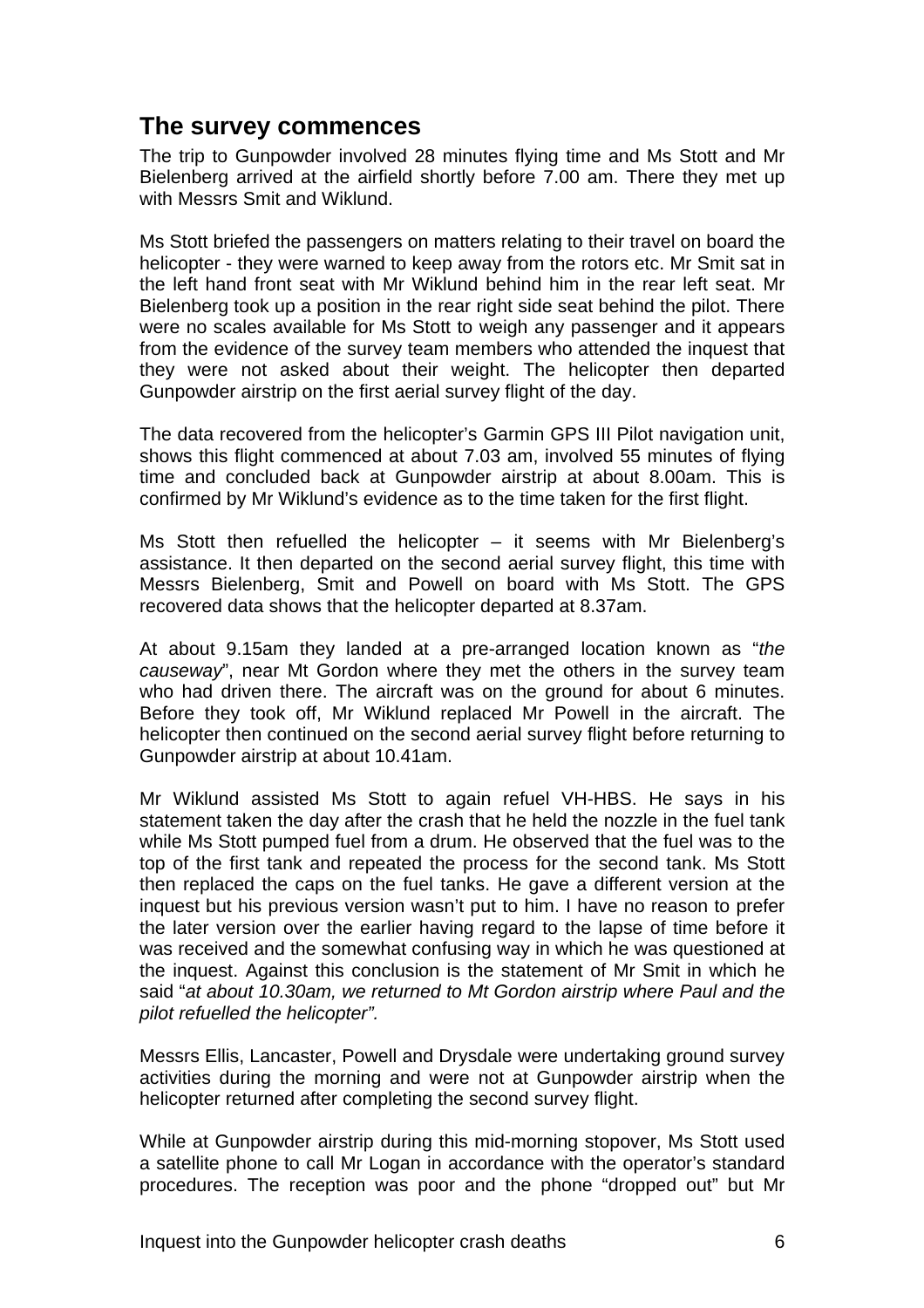## The survey commences

The trip to Gunpowder involved 28 minutes flying time and Ms Stott and Mr Bielenberg arrived at the airfield shortly before 7.00 am. There they met up with Messrs Smit and Wiklund.

Ms Stott briefed the passengers on matters relating to their travel on board the helicopter - they were warned to keep away from the rotors etc. Mr Smit sat in the left hand front seat with Mr Wiklund behind him in the rear left seat. Mr Bielenberg took up a position in the rear right side seat behind the pilot. There were no scales available for Ms Stott to weigh any passenger and it appears from the evidence of the survey team members who attended the inquest that they were not asked about their weight. The helicopter then departed Gunpowder airstrip on the first aerial survey flight of the day.

The data recovered from the helicopter's Garmin GPS III Pilot navigation unit, shows this flight commenced at about 7.03 am, involved 55 minutes of flying time and concluded back at Gunpowder airstrip at about 8.00am. This is confirmed by Mr Wiklund's evidence as to the time taken for the first flight.

Ms Stott then refuelled the helicopter – it seems with Mr Bielenberg's assistance. It then departed on the second aerial survey flight, this time with Messrs Bielenberg, Smit and Powell on board with Ms Stott. The GPS recovered data shows that the helicopter departed at 8.37am.

At about 9.15am they landed at a pre-arranged location known as "*the causeway*", near Mt Gordon where they met the others in the survey team who had driven there. The aircraft was on the ground for about 6 minutes. Before they took off, Mr Wiklund replaced Mr Powell in the aircraft. The helicopter then continued on the second aerial survey flight before returning to Gunpowder airstrip at about 10.41am.

Mr Wiklund assisted Ms Stott to again refuel VH-HBS. He says in his statement taken the day after the crash that he held the nozzle in the fuel tank while Ms Stott pumped fuel from a drum. He observed that the fuel was to the top of the first tank and repeated the process for the second tank. Ms Stott then replaced the caps on the fuel tanks. He gave a different version at the inquest but his previous version wasn't put to him. I have no reason to prefer the later version over the earlier having regard to the lapse of time before it was received and the somewhat confusing way in which he was questioned at the inquest. Against this conclusion is the statement of Mr Smit in which he said "*at about 10.30am, we returned to Mt Gordon airstrip where Paul and the pilot refuelled the helicopter".*

Messrs Ellis, Lancaster, Powell and Drysdale were undertaking ground survey activities during the morning and were not at Gunpowder airstrip when the helicopter returned after completing the second survey flight.

While at Gunpowder airstrip during this mid-morning stopover, Ms Stott used a satellite phone to call Mr Logan in accordance with the operator's standard procedures. The reception was poor and the phone "dropped out" but Mr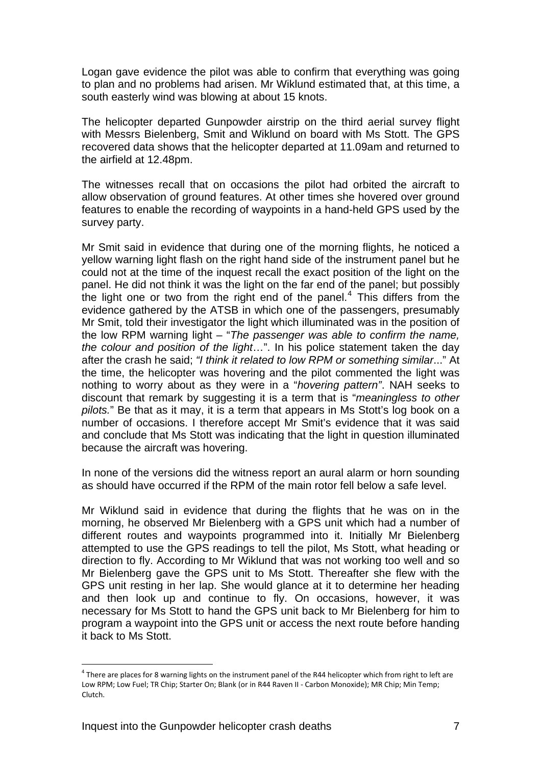Logan gave evidence the pilot was able to confirm that everything was going to plan and no problems had arisen. Mr Wiklund estimated that, at this time, a south easterly wind was blowing at about 15 knots.

The helicopter departed Gunpowder airstrip on the third aerial survey flight with Messrs Bielenberg, Smit and Wiklund on board with Ms Stott. The GPS recovered data shows that the helicopter departed at 11.09am and returned to the airfield at 12.48pm.

The witnesses recall that on occasions the pilot had orbited the aircraft to allow observation of ground features. At other times she hovered over ground features to enable the recording of waypoints in a hand-held GPS used by the survey party.

Mr Smit said in evidence that during one of the morning flights, he noticed a yellow warning light flash on the right hand side of the instrument panel but he could not at the time of the inquest recall the exact position of the light on the panel. He did not think it was the light on the far end of the panel; but possibly the light one or two from the right end of the panel.[4] This differs from the evidence gathered by the ATSB in which one of the passengers, presumably Mr Smit, told their investigator the light which illuminated was in the position of the low RPM warning light – "*The passenger was able to confirm the name, the colour and position of the light*…". In his police statement taken the day after the crash he said; *"I think it related to low RPM or something similar*..." At the time, the helicopter was hovering and the pilot commented the light was nothing to worry about as they were in a "*hovering pattern"*. NAH seeks to discount that remark by suggesting it is a term that is "*meaningless to other pilots.*" Be that as it may, it is a term that appears in Ms Stott's log book on a number of occasions. I therefore accept Mr Smit's evidence that it was said and conclude that Ms Stott was indicating that the light in question illuminated because the aircraft was hovering.

In none of the versions did the witness report an aural alarm or horn sounding as should have occurred if the RPM of the main rotor fell below a safe level.

Mr Wiklund said in evidence that during the flights that he was on in the morning, he observed Mr Bielenberg with a GPS unit which had a number of different routes and waypoints programmed into it. Initially Mr Bielenberg attempted to use the GPS readings to tell the pilot, Ms Stott, what heading or direction to fly. According to Mr Wiklund that was not working too well and so Mr Bielenberg gave the GPS unit to Ms Stott. Thereafter she flew with the GPS unit resting in her lap. She would glance at it to determine her heading and then look up and continue to fly. On occasions, however, it was necessary for Ms Stott to hand the GPS unit back to Mr Bielenberg for him to program a waypoint into the GPS unit or access the next route before handing it back to Ms Stott.

---

[4] There are places for 8 warning lights on the instrument panel of the R44 helicopter which from right to left are Low RPM; Low Fuel; TR Chip; Starter On; Blank (or in R44 Raven II - Carbon Monoxide); MR Chip; Min Temp; Clutch.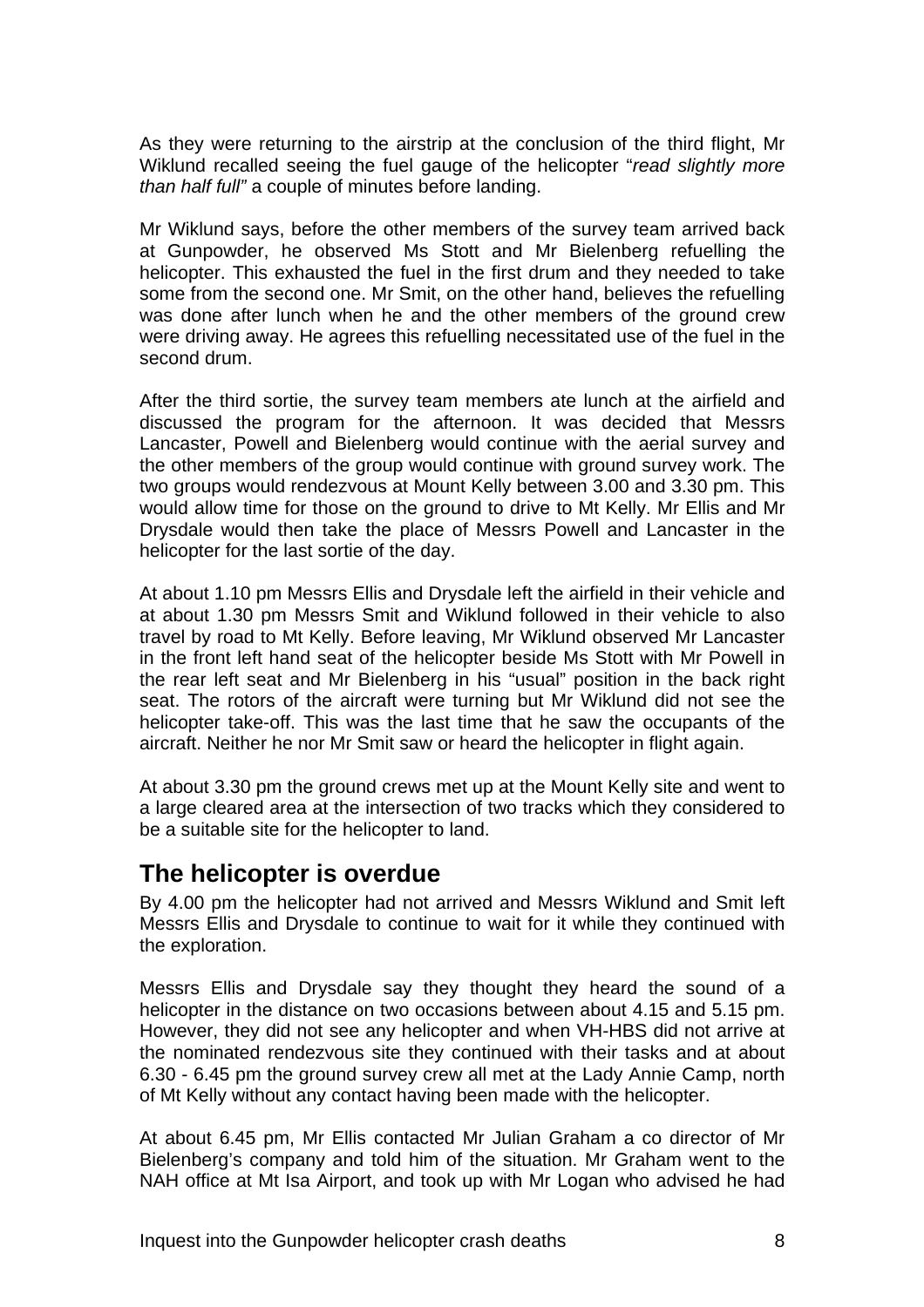As they were returning to the airstrip at the conclusion of the third flight, Mr Wiklund recalled seeing the fuel gauge of the helicopter "*read slightly more than half full"* a couple of minutes before landing.

Mr Wiklund says, before the other members of the survey team arrived back at Gunpowder, he observed Ms Stott and Mr Bielenberg refuelling the helicopter. This exhausted the fuel in the first drum and they needed to take some from the second one. Mr Smit, on the other hand, believes the refuelling was done after lunch when he and the other members of the ground crew were driving away. He agrees this refuelling necessitated use of the fuel in the second drum.

After the third sortie, the survey team members ate lunch at the airfield and discussed the program for the afternoon. It was decided that Messrs Lancaster, Powell and Bielenberg would continue with the aerial survey and the other members of the group would continue with ground survey work. The two groups would rendezvous at Mount Kelly between 3.00 and 3.30 pm. This would allow time for those on the ground to drive to Mt Kelly. Mr Ellis and Mr Drysdale would then take the place of Messrs Powell and Lancaster in the helicopter for the last sortie of the day.

At about 1.10 pm Messrs Ellis and Drysdale left the airfield in their vehicle and at about 1.30 pm Messrs Smit and Wiklund followed in their vehicle to also travel by road to Mt Kelly. Before leaving, Mr Wiklund observed Mr Lancaster in the front left hand seat of the helicopter beside Ms Stott with Mr Powell in the rear left seat and Mr Bielenberg in his "usual" position in the back right seat. The rotors of the aircraft were turning but Mr Wiklund did not see the helicopter take-off. This was the last time that he saw the occupants of the aircraft. Neither he nor Mr Smit saw or heard the helicopter in flight again.

At about 3.30 pm the ground crews met up at the Mount Kelly site and went to a large cleared area at the intersection of two tracks which they considered to be a suitable site for the helicopter to land.

## The helicopter is overdue

By 4.00 pm the helicopter had not arrived and Messrs Wiklund and Smit left Messrs Ellis and Drysdale to continue to wait for it while they continued with the exploration.

Messrs Ellis and Drysdale say they thought they heard the sound of a helicopter in the distance on two occasions between about 4.15 and 5.15 pm. However, they did not see any helicopter and when VH-HBS did not arrive at the nominated rendezvous site they continued with their tasks and at about 6.30 - 6.45 pm the ground survey crew all met at the Lady Annie Camp, north of Mt Kelly without any contact having been made with the helicopter.

At about 6.45 pm, Mr Ellis contacted Mr Julian Graham a co director of Mr Bielenberg's company and told him of the situation. Mr Graham went to the NAH office at Mt Isa Airport, and took up with Mr Logan who advised he had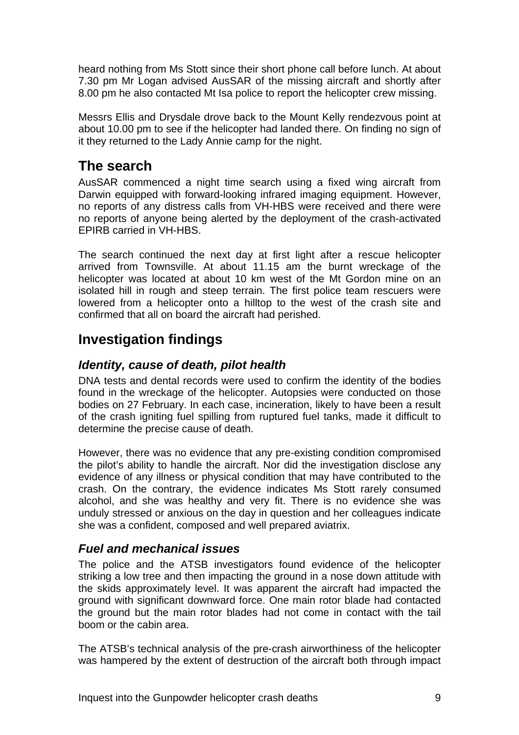heard nothing from Ms Stott since their short phone call before lunch. At about 7.30 pm Mr Logan advised AusSAR of the missing aircraft and shortly after 8.00 pm he also contacted Mt Isa police to report the helicopter crew missing.

Messrs Ellis and Drysdale drove back to the Mount Kelly rendezvous point at about 10.00 pm to see if the helicopter had landed there. On finding no sign of it they returned to the Lady Annie camp for the night.

## The search

AusSAR commenced a night time search using a fixed wing aircraft from Darwin equipped with forward-looking infrared imaging equipment. However, no reports of any distress calls from VH-HBS were received and there were no reports of anyone being alerted by the deployment of the crash-activated EPIRB carried in VH-HBS.

The search continued the next day at first light after a rescue helicopter arrived from Townsville. At about 11.15 am the burnt wreckage of the helicopter was located at about 10 km west of the Mt Gordon mine on an isolated hill in rough and steep terrain. The first police team rescuers were lowered from a helicopter onto a hilltop to the west of the crash site and confirmed that all on board the aircraft had perished.

## Investigation findings

### *Identity, cause of death, pilot health*

DNA tests and dental records were used to confirm the identity of the bodies found in the wreckage of the helicopter. Autopsies were conducted on those bodies on 27 February. In each case, incineration, likely to have been a result of the crash igniting fuel spilling from ruptured fuel tanks, made it difficult to determine the precise cause of death.

However, there was no evidence that any pre-existing condition compromised the pilot's ability to handle the aircraft. Nor did the investigation disclose any evidence of any illness or physical condition that may have contributed to the crash. On the contrary, the evidence indicates Ms Stott rarely consumed alcohol, and she was healthy and very fit. There is no evidence she was unduly stressed or anxious on the day in question and her colleagues indicate she was a confident, composed and well prepared aviatrix.

### *Fuel and mechanical issues*

The police and the ATSB investigators found evidence of the helicopter striking a low tree and then impacting the ground in a nose down attitude with the skids approximately level. It was apparent the aircraft had impacted the ground with significant downward force. One main rotor blade had contacted the ground but the main rotor blades had not come in contact with the tail boom or the cabin area.

The ATSB's technical analysis of the pre-crash airworthiness of the helicopter was hampered by the extent of destruction of the aircraft both through impact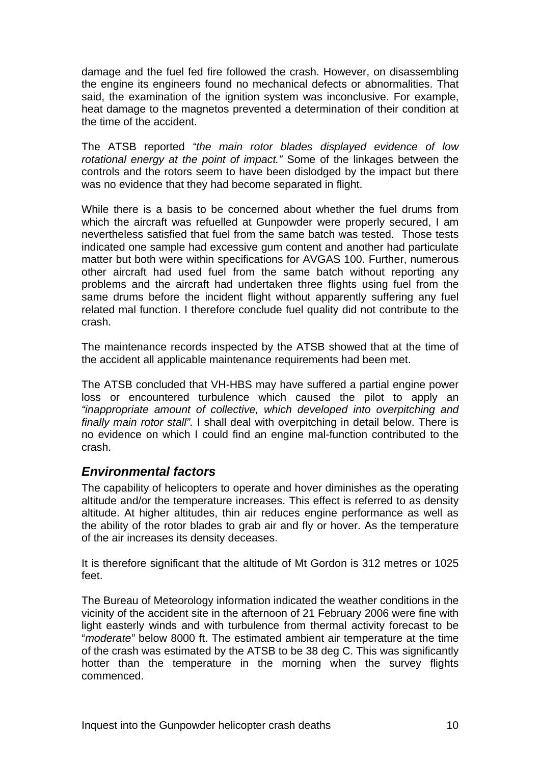damage and the fuel fed fire followed the crash. However, on disassembling the engine its engineers found no mechanical defects or abnormalities. That said, the examination of the ignition system was inconclusive. For example, heat damage to the magnetos prevented a determination of their condition at the time of the accident.

The ATSB reported *"the main rotor blades displayed evidence of low rotational energy at the point of impact."* Some of the linkages between the controls and the rotors seem to have been dislodged by the impact but there was no evidence that they had become separated in flight.

While there is a basis to be concerned about whether the fuel drums from which the aircraft was refuelled at Gunpowder were properly secured, I am nevertheless satisfied that fuel from the same batch was tested. Those tests indicated one sample had excessive gum content and another had particulate matter but both were within specifications for AVGAS 100. Further, numerous other aircraft had used fuel from the same batch without reporting any problems and the aircraft had undertaken three flights using fuel from the same drums before the incident flight without apparently suffering any fuel related mal function. I therefore conclude fuel quality did not contribute to the crash.

The maintenance records inspected by the ATSB showed that at the time of the accident all applicable maintenance requirements had been met.

The ATSB concluded that VH-HBS may have suffered a partial engine power loss or encountered turbulence which caused the pilot to apply an *"inappropriate amount of collective, which developed into overpitching and finally main rotor stall".* I shall deal with overpitching in detail below. There is no evidence on which I could find an engine mal-function contributed to the crash.

## *Environmental factors*

The capability of helicopters to operate and hover diminishes as the operating altitude and/or the temperature increases. This effect is referred to as density altitude. At higher altitudes, thin air reduces engine performance as well as the ability of the rotor blades to grab air and fly or hover. As the temperature of the air increases its density deceases.

It is therefore significant that the altitude of Mt Gordon is 312 metres or 1025 feet.

The Bureau of Meteorology information indicated the weather conditions in the vicinity of the accident site in the afternoon of 21 February 2006 were fine with light easterly winds and with turbulence from thermal activity forecast to be "*moderate"* below 8000 ft. The estimated ambient air temperature at the time of the crash was estimated by the ATSB to be 38 deg C. This was significantly hotter than the temperature in the morning when the survey flights commenced.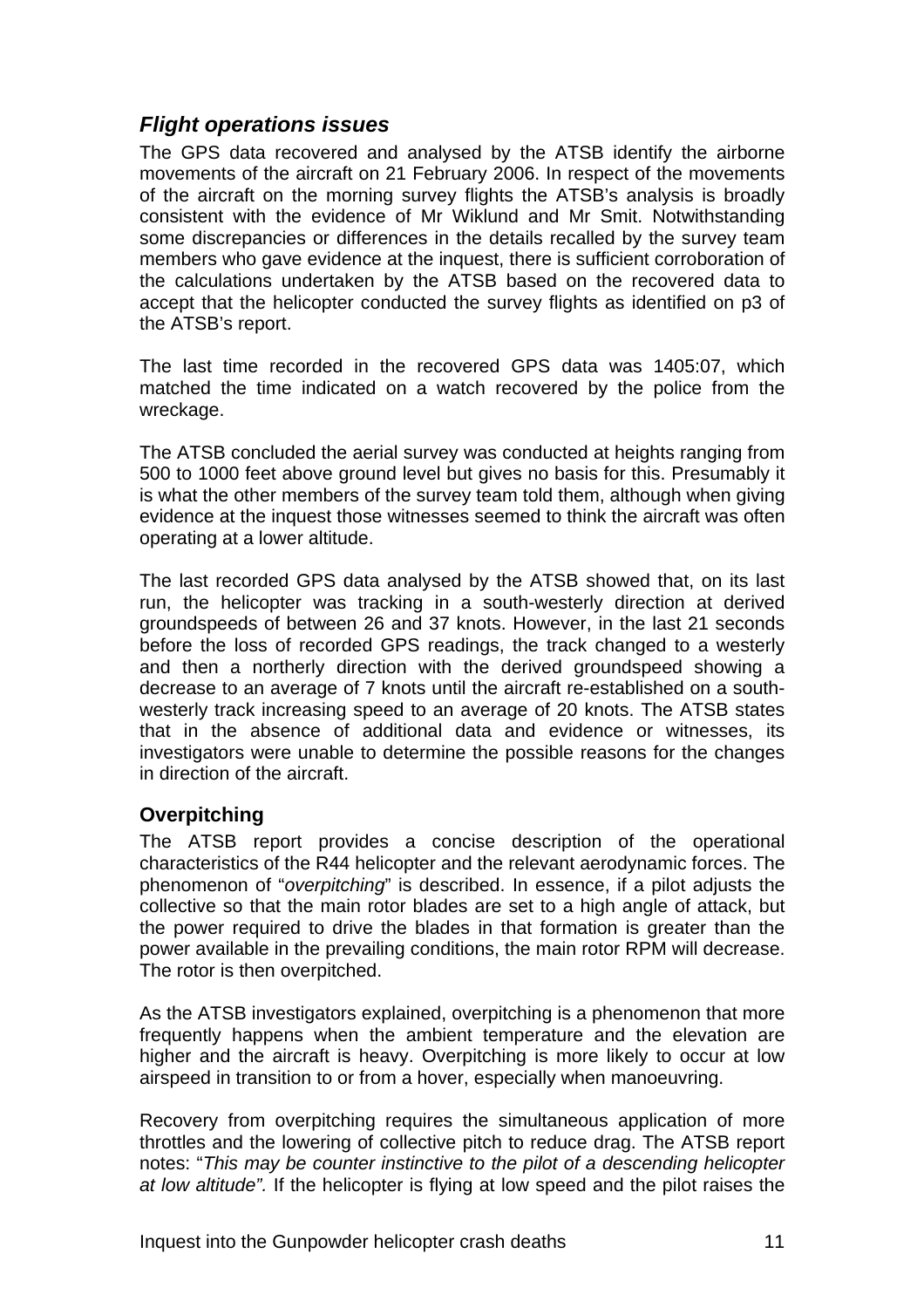## *Flight operations issues*

The GPS data recovered and analysed by the ATSB identify the airborne movements of the aircraft on 21 February 2006. In respect of the movements of the aircraft on the morning survey flights the ATSB's analysis is broadly consistent with the evidence of Mr Wiklund and Mr Smit. Notwithstanding some discrepancies or differences in the details recalled by the survey team members who gave evidence at the inquest, there is sufficient corroboration of the calculations undertaken by the ATSB based on the recovered data to accept that the helicopter conducted the survey flights as identified on p3 of the ATSB's report.

The last time recorded in the recovered GPS data was 1405:07, which matched the time indicated on a watch recovered by the police from the wreckage.

The ATSB concluded the aerial survey was conducted at heights ranging from 500 to 1000 feet above ground level but gives no basis for this. Presumably it is what the other members of the survey team told them, although when giving evidence at the inquest those witnesses seemed to think the aircraft was often operating at a lower altitude.

The last recorded GPS data analysed by the ATSB showed that, on its last run, the helicopter was tracking in a south-westerly direction at derived groundspeeds of between 26 and 37 knots. However, in the last 21 seconds before the loss of recorded GPS readings, the track changed to a westerly and then a northerly direction with the derived groundspeed showing a decrease to an average of 7 knots until the aircraft re-established on a south-westerly track increasing speed to an average of 20 knots. The ATSB states that in the absence of additional data and evidence or witnesses, its investigators were unable to determine the possible reasons for the changes in direction of the aircraft.

### Overpitching

The ATSB report provides a concise description of the operational characteristics of the R44 helicopter and the relevant aerodynamic forces. The phenomenon of "*overpitching*" is described. In essence, if a pilot adjusts the collective so that the main rotor blades are set to a high angle of attack, but the power required to drive the blades in that formation is greater than the power available in the prevailing conditions, the main rotor RPM will decrease. The rotor is then overpitched.

As the ATSB investigators explained, overpitching is a phenomenon that more frequently happens when the ambient temperature and the elevation are higher and the aircraft is heavy. Overpitching is more likely to occur at low airspeed in transition to or from a hover, especially when manoeuvring.

Recovery from overpitching requires the simultaneous application of more throttles and the lowering of collective pitch to reduce drag. The ATSB report notes: "*This may be counter instinctive to the pilot of a descending helicopter at low altitude".* If the helicopter is flying at low speed and the pilot raises the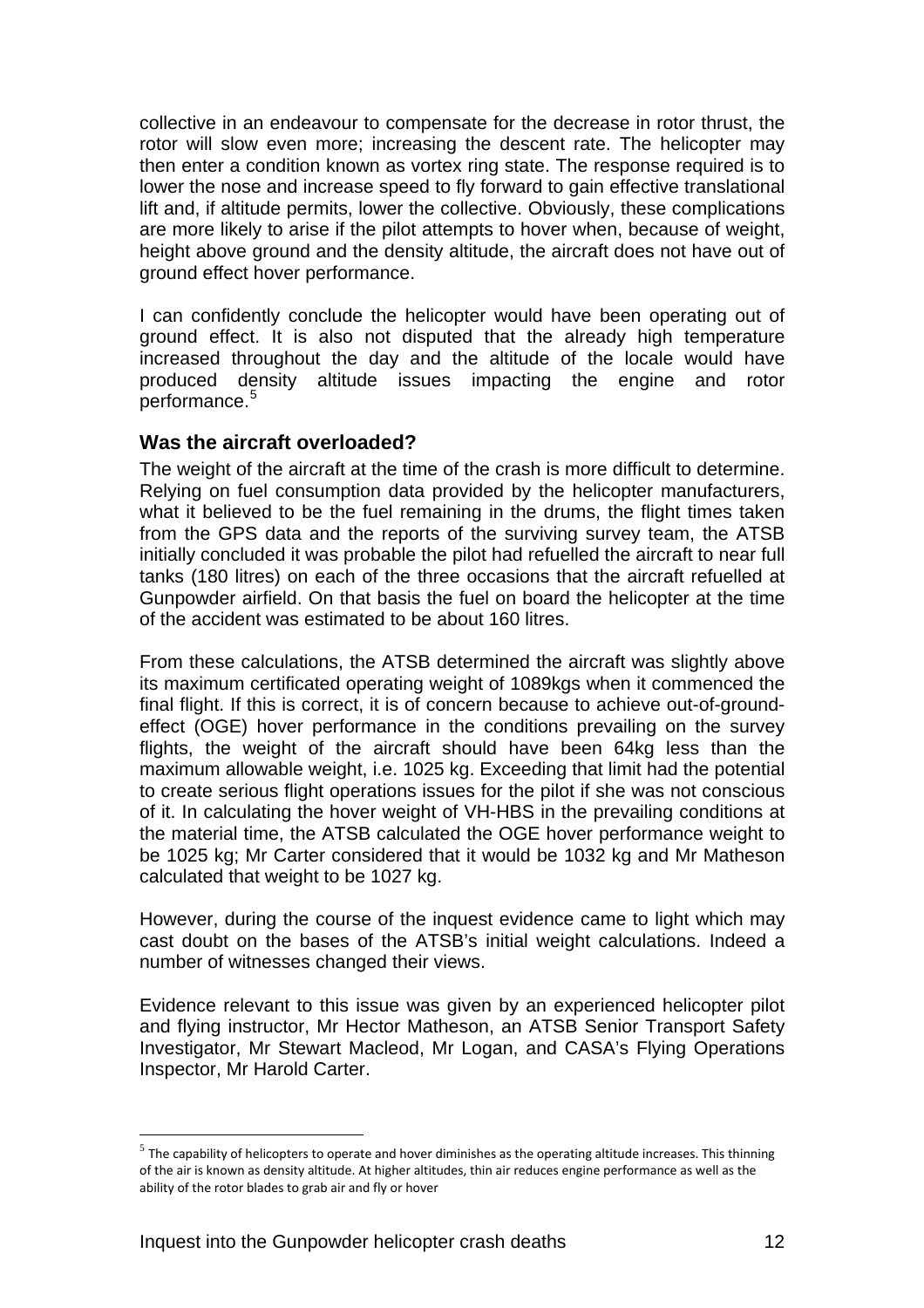collective in an endeavour to compensate for the decrease in rotor thrust, the rotor will slow even more; increasing the descent rate. The helicopter may then enter a condition known as vortex ring state. The response required is to lower the nose and increase speed to fly forward to gain effective translational lift and, if altitude permits, lower the collective. Obviously, these complications are more likely to arise if the pilot attempts to hover when, because of weight, height above ground and the density altitude, the aircraft does not have out of ground effect hover performance.

I can confidently conclude the helicopter would have been operating out of ground effect. It is also not disputed that the already high temperature increased throughout the day and the altitude of the locale would have produced density altitude issues impacting the engine and rotor performance.[5]

### Was the aircraft overloaded?

The weight of the aircraft at the time of the crash is more difficult to determine. Relying on fuel consumption data provided by the helicopter manufacturers, what it believed to be the fuel remaining in the drums, the flight times taken from the GPS data and the reports of the surviving survey team, the ATSB initially concluded it was probable the pilot had refuelled the aircraft to near full tanks (180 litres) on each of the three occasions that the aircraft refuelled at Gunpowder airfield. On that basis the fuel on board the helicopter at the time of the accident was estimated to be about 160 litres.

From these calculations, the ATSB determined the aircraft was slightly above its maximum certificated operating weight of 1089kgs when it commenced the final flight. If this is correct, it is of concern because to achieve out-of-ground-effect (OGE) hover performance in the conditions prevailing on the survey flights, the weight of the aircraft should have been 64kg less than the maximum allowable weight, i.e. 1025 kg. Exceeding that limit had the potential to create serious flight operations issues for the pilot if she was not conscious of it. In calculating the hover weight of VH-HBS in the prevailing conditions at the material time, the ATSB calculated the OGE hover performance weight to be 1025 kg; Mr Carter considered that it would be 1032 kg and Mr Matheson calculated that weight to be 1027 kg.

However, during the course of the inquest evidence came to light which may cast doubt on the bases of the ATSB's initial weight calculations. Indeed a number of witnesses changed their views.

Evidence relevant to this issue was given by an experienced helicopter pilot and flying instructor, Mr Hector Matheson, an ATSB Senior Transport Safety Investigator, Mr Stewart Macleod, Mr Logan, and CASA's Flying Operations Inspector, Mr Harold Carter.

---

[5] The capability of helicopters to operate and hover diminishes as the operating altitude increases. This thinning of the air is known as density altitude. At higher altitudes, thin air reduces engine performance as well as the ability of the rotor blades to grab air and fly or hover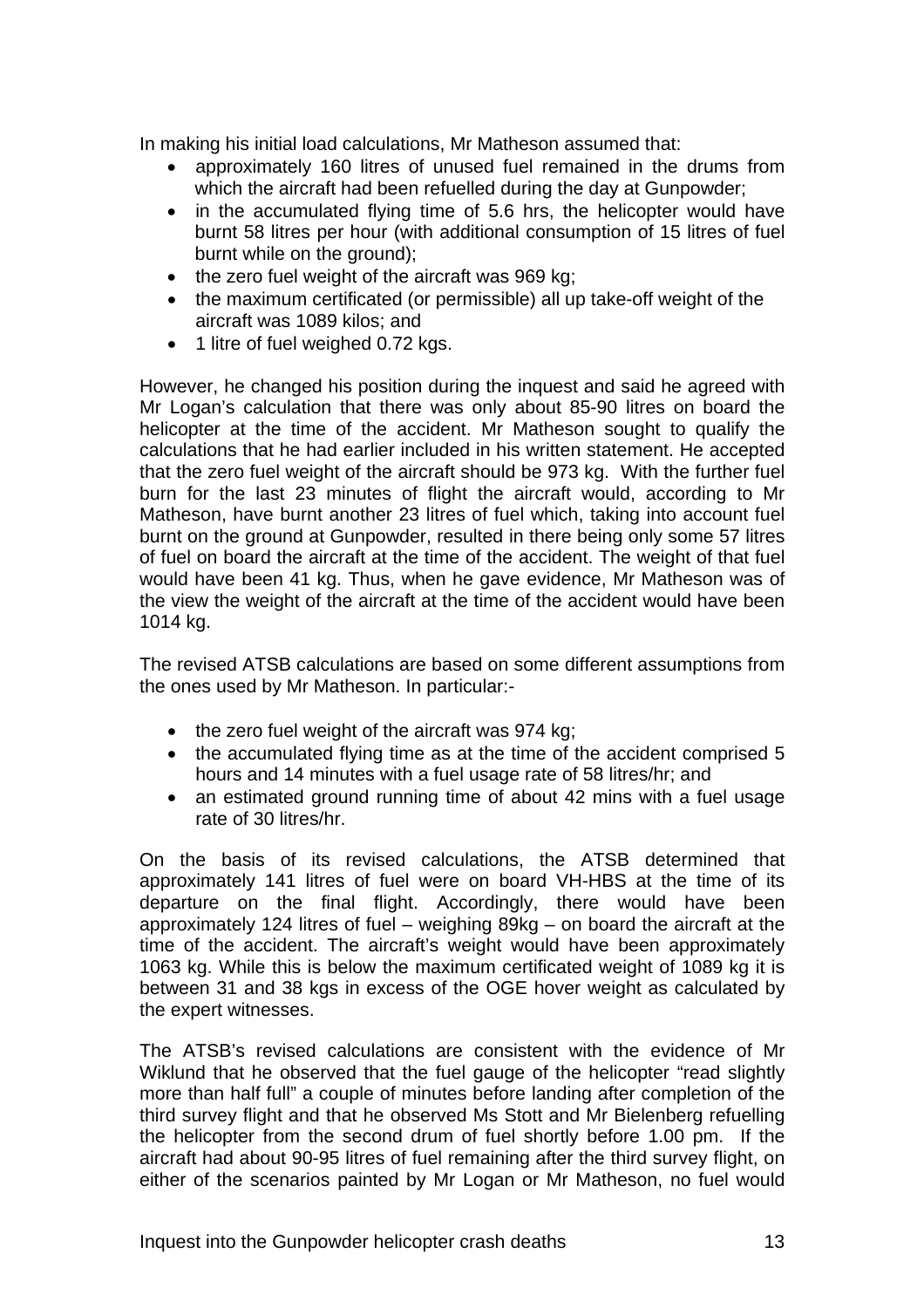In making his initial load calculations, Mr Matheson assumed that:

- approximately 160 litres of unused fuel remained in the drums from which the aircraft had been refuelled during the day at Gunpowder;
- in the accumulated flying time of 5.6 hrs, the helicopter would have burnt 58 litres per hour (with additional consumption of 15 litres of fuel burnt while on the ground);
- the zero fuel weight of the aircraft was 969 kg;
- the maximum certificated (or permissible) all up take-off weight of the aircraft was 1089 kilos; and
- 1 litre of fuel weighed 0.72 kgs.

However, he changed his position during the inquest and said he agreed with Mr Logan's calculation that there was only about 85-90 litres on board the helicopter at the time of the accident. Mr Matheson sought to qualify the calculations that he had earlier included in his written statement. He accepted that the zero fuel weight of the aircraft should be 973 kg. With the further fuel burn for the last 23 minutes of flight the aircraft would, according to Mr Matheson, have burnt another 23 litres of fuel which, taking into account fuel burnt on the ground at Gunpowder, resulted in there being only some 57 litres of fuel on board the aircraft at the time of the accident. The weight of that fuel would have been 41 kg. Thus, when he gave evidence, Mr Matheson was of the view the weight of the aircraft at the time of the accident would have been 1014 kg.

The revised ATSB calculations are based on some different assumptions from the ones used by Mr Matheson. In particular:-

- the zero fuel weight of the aircraft was 974 kg;
- the accumulated flying time as at the time of the accident comprised 5 hours and 14 minutes with a fuel usage rate of 58 litres/hr; and
- an estimated ground running time of about 42 mins with a fuel usage rate of 30 litres/hr.

On the basis of its revised calculations, the ATSB determined that approximately 141 litres of fuel were on board VH-HBS at the time of its departure on the final flight. Accordingly, there would have been approximately 124 litres of fuel – weighing 89kg – on board the aircraft at the time of the accident. The aircraft's weight would have been approximately 1063 kg. While this is below the maximum certificated weight of 1089 kg it is between 31 and 38 kgs in excess of the OGE hover weight as calculated by the expert witnesses.

The ATSB's revised calculations are consistent with the evidence of Mr Wiklund that he observed that the fuel gauge of the helicopter "read slightly more than half full" a couple of minutes before landing after completion of the third survey flight and that he observed Ms Stott and Mr Bielenberg refuelling the helicopter from the second drum of fuel shortly before 1.00 pm. If the aircraft had about 90-95 litres of fuel remaining after the third survey flight, on either of the scenarios painted by Mr Logan or Mr Matheson, no fuel would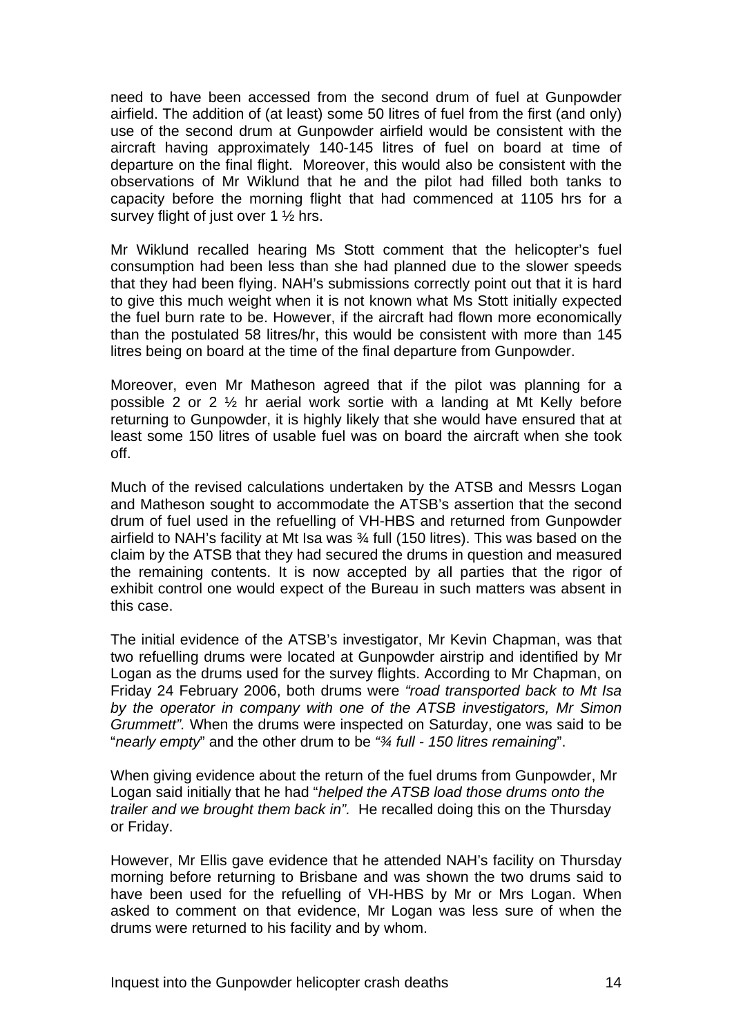need to have been accessed from the second drum of fuel at Gunpowder airfield. The addition of (at least) some 50 litres of fuel from the first (and only) use of the second drum at Gunpowder airfield would be consistent with the aircraft having approximately 140-145 litres of fuel on board at time of departure on the final flight. Moreover, this would also be consistent with the observations of Mr Wiklund that he and the pilot had filled both tanks to capacity before the morning flight that had commenced at 1105 hrs for a survey flight of just over 1 ½ hrs.

Mr Wiklund recalled hearing Ms Stott comment that the helicopter's fuel consumption had been less than she had planned due to the slower speeds that they had been flying. NAH's submissions correctly point out that it is hard to give this much weight when it is not known what Ms Stott initially expected the fuel burn rate to be. However, if the aircraft had flown more economically than the postulated 58 litres/hr, this would be consistent with more than 145 litres being on board at the time of the final departure from Gunpowder.

Moreover, even Mr Matheson agreed that if the pilot was planning for a possible 2 or 2 ½ hr aerial work sortie with a landing at Mt Kelly before returning to Gunpowder, it is highly likely that she would have ensured that at least some 150 litres of usable fuel was on board the aircraft when she took off.

Much of the revised calculations undertaken by the ATSB and Messrs Logan and Matheson sought to accommodate the ATSB's assertion that the second drum of fuel used in the refuelling of VH-HBS and returned from Gunpowder airfield to NAH's facility at Mt Isa was ¾ full (150 litres). This was based on the claim by the ATSB that they had secured the drums in question and measured the remaining contents. It is now accepted by all parties that the rigor of exhibit control one would expect of the Bureau in such matters was absent in this case.

The initial evidence of the ATSB's investigator, Mr Kevin Chapman, was that two refuelling drums were located at Gunpowder airstrip and identified by Mr Logan as the drums used for the survey flights. According to Mr Chapman, on Friday 24 February 2006, both drums were *"road transported back to Mt Isa by the operator in company with one of the ATSB investigators, Mr Simon Grummett".* When the drums were inspected on Saturday, one was said to be "*nearly empty*" and the other drum to be *"¾ full - 150 litres remaining*".

When giving evidence about the return of the fuel drums from Gunpowder, Mr Logan said initially that he had "*helped the ATSB load those drums onto the trailer and we brought them back in".* He recalled doing this on the Thursday or Friday.

However, Mr Ellis gave evidence that he attended NAH's facility on Thursday morning before returning to Brisbane and was shown the two drums said to have been used for the refuelling of VH-HBS by Mr or Mrs Logan. When asked to comment on that evidence, Mr Logan was less sure of when the drums were returned to his facility and by whom.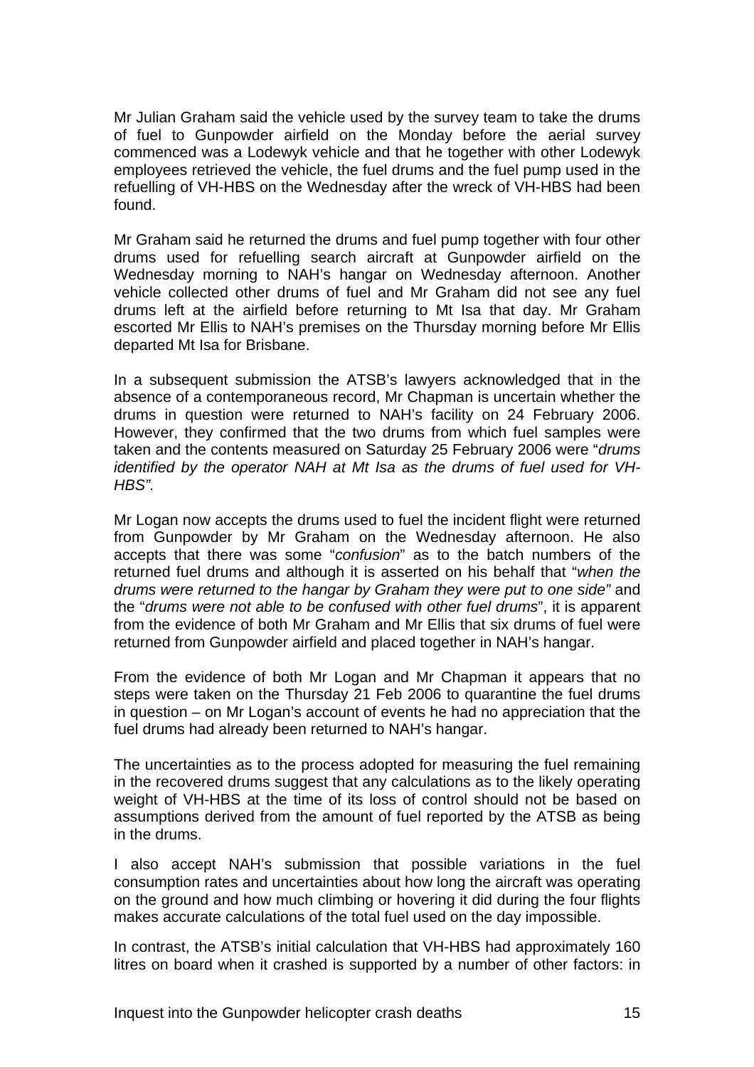Mr Julian Graham said the vehicle used by the survey team to take the drums of fuel to Gunpowder airfield on the Monday before the aerial survey commenced was a Lodewyk vehicle and that he together with other Lodewyk employees retrieved the vehicle, the fuel drums and the fuel pump used in the refuelling of VH-HBS on the Wednesday after the wreck of VH-HBS had been found.

Mr Graham said he returned the drums and fuel pump together with four other drums used for refuelling search aircraft at Gunpowder airfield on the Wednesday morning to NAH's hangar on Wednesday afternoon. Another vehicle collected other drums of fuel and Mr Graham did not see any fuel drums left at the airfield before returning to Mt Isa that day. Mr Graham escorted Mr Ellis to NAH's premises on the Thursday morning before Mr Ellis departed Mt Isa for Brisbane.

In a subsequent submission the ATSB's lawyers acknowledged that in the absence of a contemporaneous record, Mr Chapman is uncertain whether the drums in question were returned to NAH's facility on 24 February 2006. However, they confirmed that the two drums from which fuel samples were taken and the contents measured on Saturday 25 February 2006 were "*drums identified by the operator NAH at Mt Isa as the drums of fuel used for VH-HBS"*.

Mr Logan now accepts the drums used to fuel the incident flight were returned from Gunpowder by Mr Graham on the Wednesday afternoon. He also accepts that there was some "*confusion*" as to the batch numbers of the returned fuel drums and although it is asserted on his behalf that "*when the drums were returned to the hangar by Graham they were put to one side"* and the "*drums were not able to be confused with other fuel drums*", it is apparent from the evidence of both Mr Graham and Mr Ellis that six drums of fuel were returned from Gunpowder airfield and placed together in NAH's hangar.

From the evidence of both Mr Logan and Mr Chapman it appears that no steps were taken on the Thursday 21 Feb 2006 to quarantine the fuel drums in question – on Mr Logan's account of events he had no appreciation that the fuel drums had already been returned to NAH's hangar.

The uncertainties as to the process adopted for measuring the fuel remaining in the recovered drums suggest that any calculations as to the likely operating weight of VH-HBS at the time of its loss of control should not be based on assumptions derived from the amount of fuel reported by the ATSB as being in the drums.

I also accept NAH's submission that possible variations in the fuel consumption rates and uncertainties about how long the aircraft was operating on the ground and how much climbing or hovering it did during the four flights makes accurate calculations of the total fuel used on the day impossible.

In contrast, the ATSB's initial calculation that VH-HBS had approximately 160 litres on board when it crashed is supported by a number of other factors: in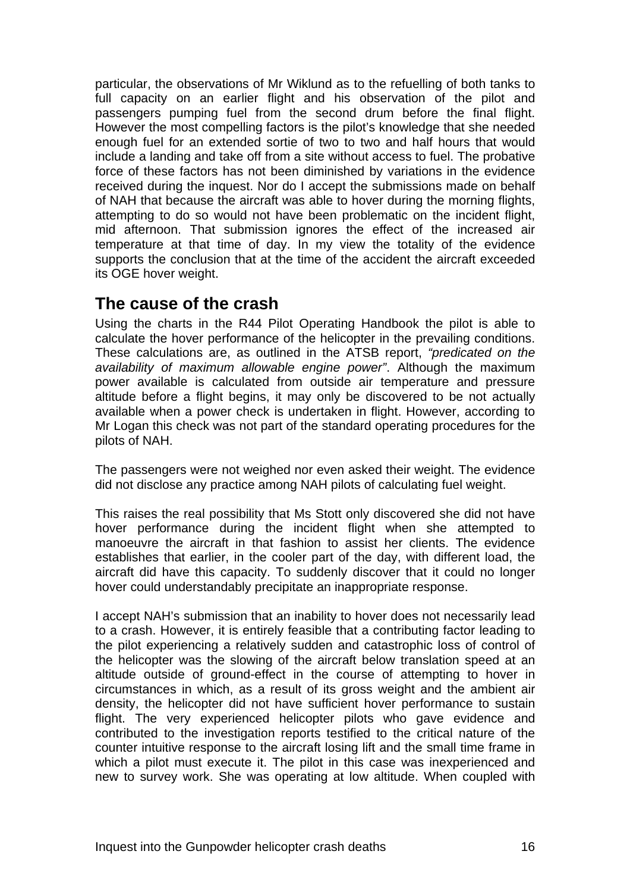particular, the observations of Mr Wiklund as to the refuelling of both tanks to full capacity on an earlier flight and his observation of the pilot and passengers pumping fuel from the second drum before the final flight. However the most compelling factors is the pilot's knowledge that she needed enough fuel for an extended sortie of two to two and half hours that would include a landing and take off from a site without access to fuel. The probative force of these factors has not been diminished by variations in the evidence received during the inquest. Nor do I accept the submissions made on behalf of NAH that because the aircraft was able to hover during the morning flights, attempting to do so would not have been problematic on the incident flight, mid afternoon. That submission ignores the effect of the increased air temperature at that time of day. In my view the totality of the evidence supports the conclusion that at the time of the accident the aircraft exceeded its OGE hover weight.

## The cause of the crash

Using the charts in the R44 Pilot Operating Handbook the pilot is able to calculate the hover performance of the helicopter in the prevailing conditions. These calculations are, as outlined in the ATSB report, *"predicated on the availability of maximum allowable engine power"*. Although the maximum power available is calculated from outside air temperature and pressure altitude before a flight begins, it may only be discovered to be not actually available when a power check is undertaken in flight. However, according to Mr Logan this check was not part of the standard operating procedures for the pilots of NAH.

The passengers were not weighed nor even asked their weight. The evidence did not disclose any practice among NAH pilots of calculating fuel weight.

This raises the real possibility that Ms Stott only discovered she did not have hover performance during the incident flight when she attempted to manoeuvre the aircraft in that fashion to assist her clients. The evidence establishes that earlier, in the cooler part of the day, with different load, the aircraft did have this capacity. To suddenly discover that it could no longer hover could understandably precipitate an inappropriate response.

I accept NAH's submission that an inability to hover does not necessarily lead to a crash. However, it is entirely feasible that a contributing factor leading to the pilot experiencing a relatively sudden and catastrophic loss of control of the helicopter was the slowing of the aircraft below translation speed at an altitude outside of ground-effect in the course of attempting to hover in circumstances in which, as a result of its gross weight and the ambient air density, the helicopter did not have sufficient hover performance to sustain flight. The very experienced helicopter pilots who gave evidence and contributed to the investigation reports testified to the critical nature of the counter intuitive response to the aircraft losing lift and the small time frame in which a pilot must execute it. The pilot in this case was inexperienced and new to survey work. She was operating at low altitude. When coupled with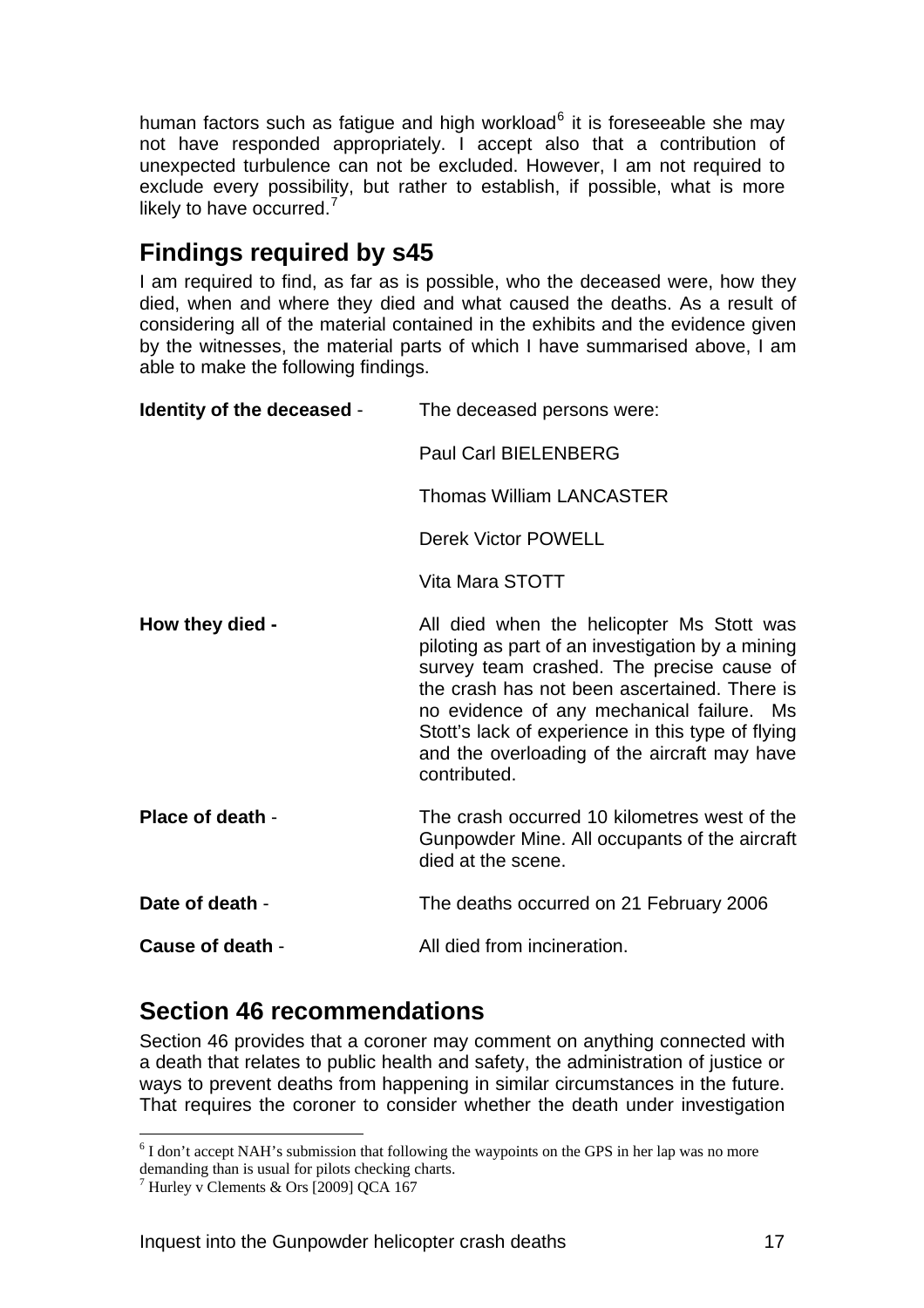human factors such as fatigue and high workload[6] it is foreseeable she may not have responded appropriately. I accept also that a contribution of unexpected turbulence can not be excluded. However, I am not required to exclude every possibility, but rather to establish, if possible, what is more likely to have occurred.[7]

## Findings required by s45

I am required to find, as far as is possible, who the deceased were, how they died, when and where they died and what caused the deaths. As a result of considering all of the material contained in the exhibits and the evidence given by the witnesses, the material parts of which I have summarised above, I am able to make the following findings.

**Identity of the deceased** - The deceased persons were:

Paul Carl BIELENBERG

Thomas William LANCASTER

Derek Victor POWELL

Vita Mara STOTT

**How they died -** All died when the helicopter Ms Stott was piloting as part of an investigation by a mining survey team crashed. The precise cause of the crash has not been ascertained. There is no evidence of any mechanical failure. Ms Stott's lack of experience in this type of flying and the overloading of the aircraft may have contributed.

**Place of death** - The crash occurred 10 kilometres west of the Gunpowder Mine. All occupants of the aircraft died at the scene.

**Date of death** - The deaths occurred on 21 February 2006

**Cause of death** - All died from incineration.

## Section 46 recommendations

Section 46 provides that a coroner may comment on anything connected with a death that relates to public health and safety, the administration of justice or ways to prevent deaths from happening in similar circumstances in the future. That requires the coroner to consider whether the death under investigation

---

[6] I don't accept NAH's submission that following the waypoints on the GPS in her lap was no more demanding than is usual for pilots checking charts.

[7] Hurley v Clements & Ors [2009] QCA 167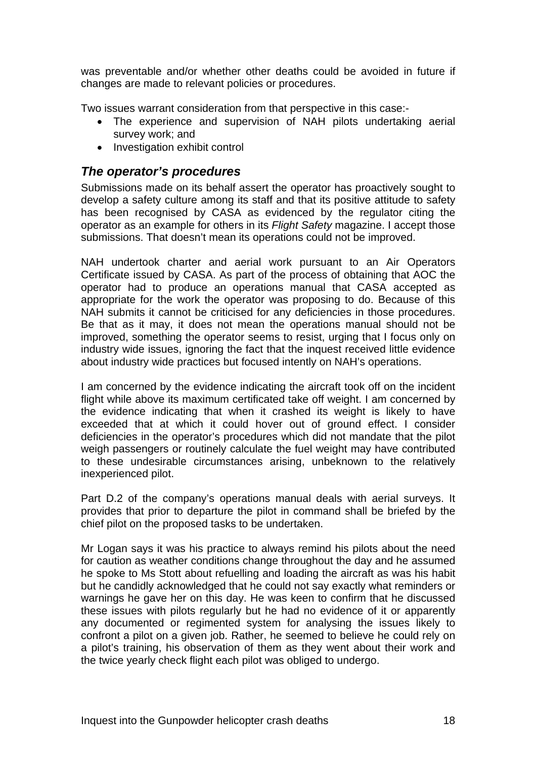was preventable and/or whether other deaths could be avoided in future if changes are made to relevant policies or procedures.

Two issues warrant consideration from that perspective in this case:-

- The experience and supervision of NAH pilots undertaking aerial survey work; and
- Investigation exhibit control

## *The operator's procedures*

Submissions made on its behalf assert the operator has proactively sought to develop a safety culture among its staff and that its positive attitude to safety has been recognised by CASA as evidenced by the regulator citing the operator as an example for others in its *Flight Safety* magazine. I accept those submissions. That doesn't mean its operations could not be improved.

NAH undertook charter and aerial work pursuant to an Air Operators Certificate issued by CASA. As part of the process of obtaining that AOC the operator had to produce an operations manual that CASA accepted as appropriate for the work the operator was proposing to do. Because of this NAH submits it cannot be criticised for any deficiencies in those procedures. Be that as it may, it does not mean the operations manual should not be improved, something the operator seems to resist, urging that I focus only on industry wide issues, ignoring the fact that the inquest received little evidence about industry wide practices but focused intently on NAH's operations.

I am concerned by the evidence indicating the aircraft took off on the incident flight while above its maximum certificated take off weight. I am concerned by the evidence indicating that when it crashed its weight is likely to have exceeded that at which it could hover out of ground effect. I consider deficiencies in the operator's procedures which did not mandate that the pilot weigh passengers or routinely calculate the fuel weight may have contributed to these undesirable circumstances arising, unbeknown to the relatively inexperienced pilot.

Part D.2 of the company's operations manual deals with aerial surveys. It provides that prior to departure the pilot in command shall be briefed by the chief pilot on the proposed tasks to be undertaken.

Mr Logan says it was his practice to always remind his pilots about the need for caution as weather conditions change throughout the day and he assumed he spoke to Ms Stott about refuelling and loading the aircraft as was his habit but he candidly acknowledged that he could not say exactly what reminders or warnings he gave her on this day. He was keen to confirm that he discussed these issues with pilots regularly but he had no evidence of it or apparently any documented or regimented system for analysing the issues likely to confront a pilot on a given job. Rather, he seemed to believe he could rely on a pilot's training, his observation of them as they went about their work and the twice yearly check flight each pilot was obliged to undergo.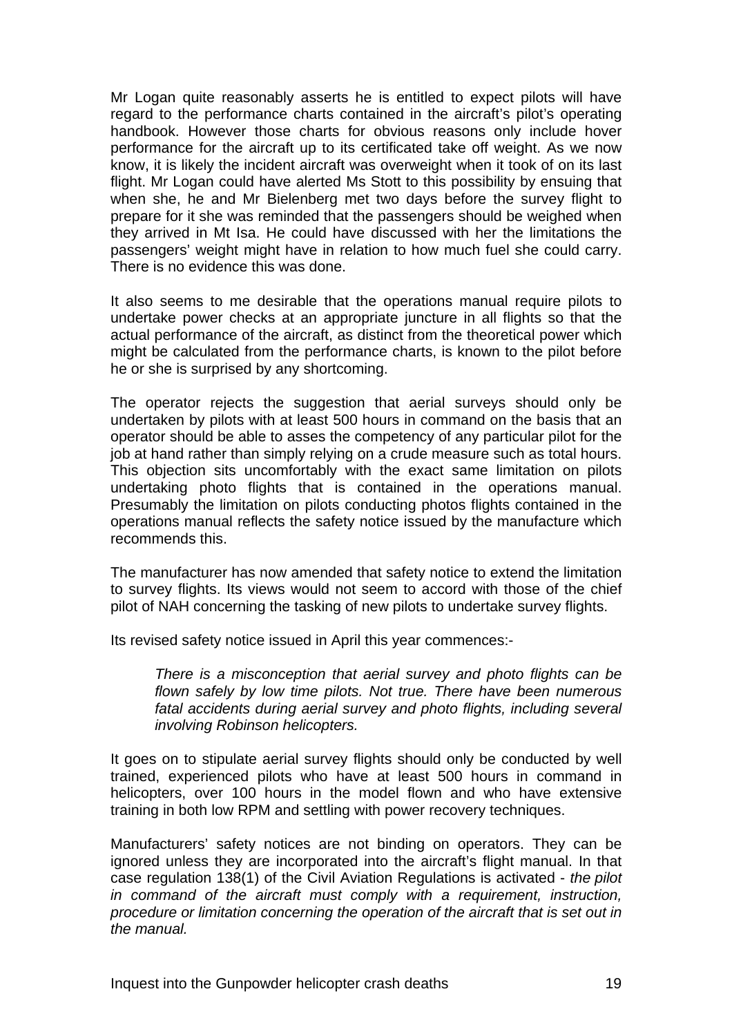Mr Logan quite reasonably asserts he is entitled to expect pilots will have regard to the performance charts contained in the aircraft's pilot's operating handbook. However those charts for obvious reasons only include hover performance for the aircraft up to its certificated take off weight. As we now know, it is likely the incident aircraft was overweight when it took of on its last flight. Mr Logan could have alerted Ms Stott to this possibility by ensuing that when she, he and Mr Bielenberg met two days before the survey flight to prepare for it she was reminded that the passengers should be weighed when they arrived in Mt Isa. He could have discussed with her the limitations the passengers' weight might have in relation to how much fuel she could carry. There is no evidence this was done.

It also seems to me desirable that the operations manual require pilots to undertake power checks at an appropriate juncture in all flights so that the actual performance of the aircraft, as distinct from the theoretical power which might be calculated from the performance charts, is known to the pilot before he or she is surprised by any shortcoming.

The operator rejects the suggestion that aerial surveys should only be undertaken by pilots with at least 500 hours in command on the basis that an operator should be able to asses the competency of any particular pilot for the job at hand rather than simply relying on a crude measure such as total hours. This objection sits uncomfortably with the exact same limitation on pilots undertaking photo flights that is contained in the operations manual. Presumably the limitation on pilots conducting photos flights contained in the operations manual reflects the safety notice issued by the manufacture which recommends this.

The manufacturer has now amended that safety notice to extend the limitation to survey flights. Its views would not seem to accord with those of the chief pilot of NAH concerning the tasking of new pilots to undertake survey flights.

Its revised safety notice issued in April this year commences:-

> *There is a misconception that aerial survey and photo flights can be flown safely by low time pilots. Not true. There have been numerous fatal accidents during aerial survey and photo flights, including several involving Robinson helicopters.*

It goes on to stipulate aerial survey flights should only be conducted by well trained, experienced pilots who have at least 500 hours in command in helicopters, over 100 hours in the model flown and who have extensive training in both low RPM and settling with power recovery techniques.

Manufacturers' safety notices are not binding on operators. They can be ignored unless they are incorporated into the aircraft's flight manual. In that case regulation 138(1) of the Civil Aviation Regulations is activated - *the pilot in command of the aircraft must comply with a requirement, instruction, procedure or limitation concerning the operation of the aircraft that is set out in the manual.*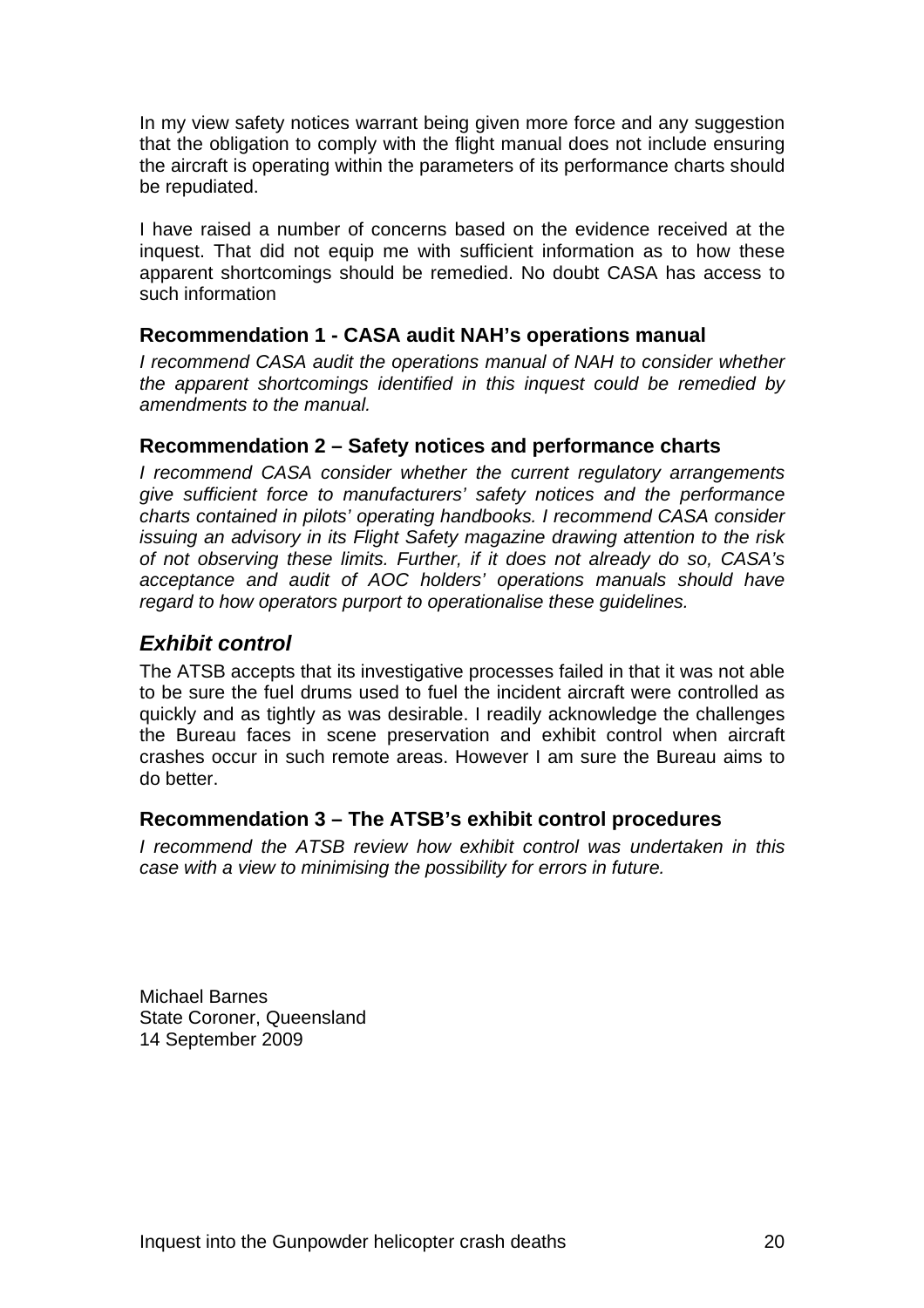In my view safety notices warrant being given more force and any suggestion that the obligation to comply with the flight manual does not include ensuring the aircraft is operating within the parameters of its performance charts should be repudiated.

I have raised a number of concerns based on the evidence received at the inquest. That did not equip me with sufficient information as to how these apparent shortcomings should be remedied. No doubt CASA has access to such information

### Recommendation 1 - CASA audit NAH's operations manual

*I recommend CASA audit the operations manual of NAH to consider whether the apparent shortcomings identified in this inquest could be remedied by amendments to the manual.*

### Recommendation 2 – Safety notices and performance charts

*I recommend CASA consider whether the current regulatory arrangements give sufficient force to manufacturers' safety notices and the performance charts contained in pilots' operating handbooks. I recommend CASA consider issuing an advisory in its Flight Safety magazine drawing attention to the risk of not observing these limits. Further, if it does not already do so, CASA's acceptance and audit of AOC holders' operations manuals should have regard to how operators purport to operationalise these guidelines.*

## *Exhibit control*

The ATSB accepts that its investigative processes failed in that it was not able to be sure the fuel drums used to fuel the incident aircraft were controlled as quickly and as tightly as was desirable. I readily acknowledge the challenges the Bureau faces in scene preservation and exhibit control when aircraft crashes occur in such remote areas. However I am sure the Bureau aims to do better.

### Recommendation 3 – The ATSB's exhibit control procedures

*I recommend the ATSB review how exhibit control was undertaken in this case with a view to minimising the possibility for errors in future.*

Michael Barnes
State Coroner, Queensland
14 September 2009